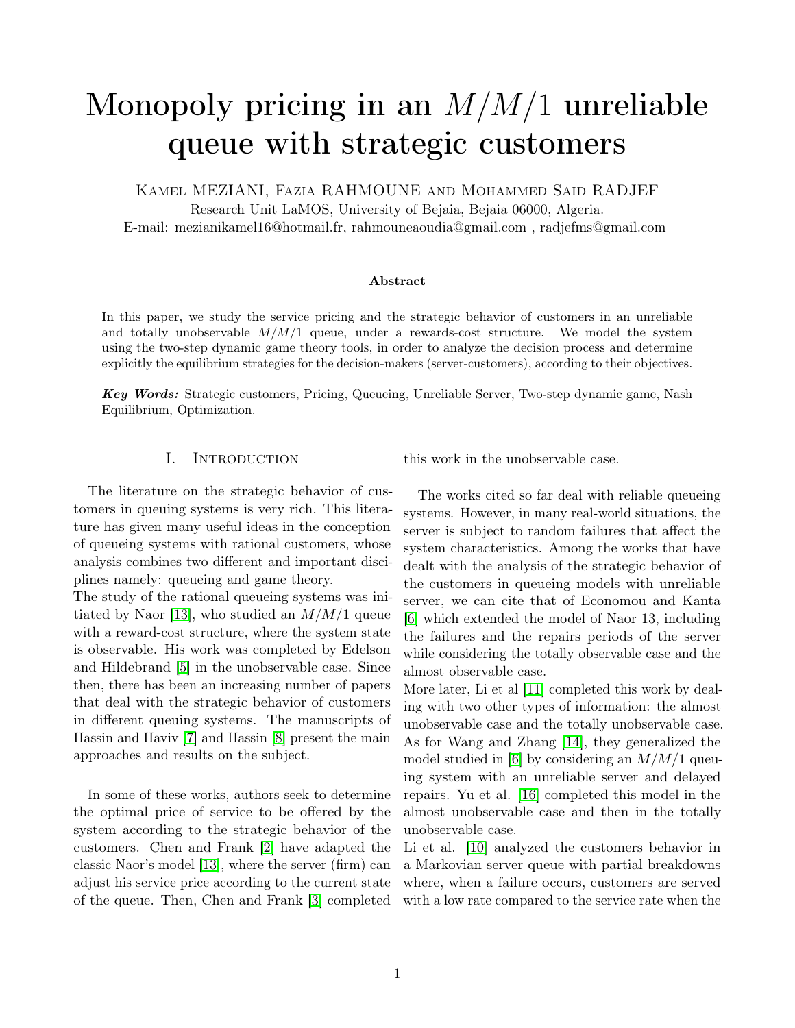# Monopoly pricing in an $M/M/1$ unreliable queue with strategic customers

Kamel MEZIANI, Fazia RAHMOUNE and Mohammed Said RADJEF

Research Unit LaMOS, University of Bejaia, Bejaia 06000, Algeria.

E-mail: mezianikamel16@hotmail.fr, rahmouneaoudia@gmail.com , radjefms@gmail.com

**Abstract**

In this paper, we study the service pricing and the strategic behavior of customers in an unreliable and totally unobservable $M/M/1$ queue, under a rewards-cost structure. We model the system using the two-step dynamic game theory tools, in order to analyze the decision process and determine explicitly the equilibrium strategies for the decision-makers (server-customers), according to their objectives.

***Key Words:*** Strategic customers, Pricing, Queueing, Unreliable Server, Two-step dynamic game, Nash Equilibrium, Optimization.

## I. Introduction

The literature on the strategic behavior of customers in queuing systems is very rich. This literature has given many useful ideas in the conception of queueing systems with rational customers, whose analysis combines two different and important disciplines namely: queueing and game theory.
The study of the rational queueing systems was initiated by Naor [13], who studied an $M/M/1$ queue with a reward-cost structure, where the system state is observable. His work was completed by Edelson and Hildebrand [5] in the unobservable case. Since then, there has been an increasing number of papers that deal with the strategic behavior of customers in different queuing systems. The manuscripts of Hassin and Haviv [7] and Hassin [8] present the main approaches and results on the subject.

In some of these works, authors seek to determine the optimal price of service to be offered by the system according to the strategic behavior of the customers. Chen and Frank [2] have adapted the classic Naor's model [13], where the server (firm) can adjust his service price according to the current state of the queue. Then, Chen and Frank [3] completed this work in the unobservable case.

The works cited so far deal with reliable queueing systems. However, in many real-world situations, the server is subject to random failures that affect the system characteristics. Among the works that have dealt with the analysis of the strategic behavior of the customers in queueing models with unreliable server, we can cite that of Economou and Kanta [6] which extended the model of Naor 13, including the failures and the repairs periods of the server while considering the totally observable case and the almost observable case.
More later, Li et al [11] completed this work by dealing with two other types of information: the almost unobservable case and the totally unobservable case. As for Wang and Zhang [14], they generalized the model studied in [6] by considering an $M/M/1$ queuing system with an unreliable server and delayed repairs. Yu et al. [16] completed this model in the almost unobservable case and then in the totally unobservable case.
Li et al. [10] analyzed the customers behavior in a Markovian server queue with partial breakdowns where, when a failure occurs, customers are served with a low rate compared to the service rate when the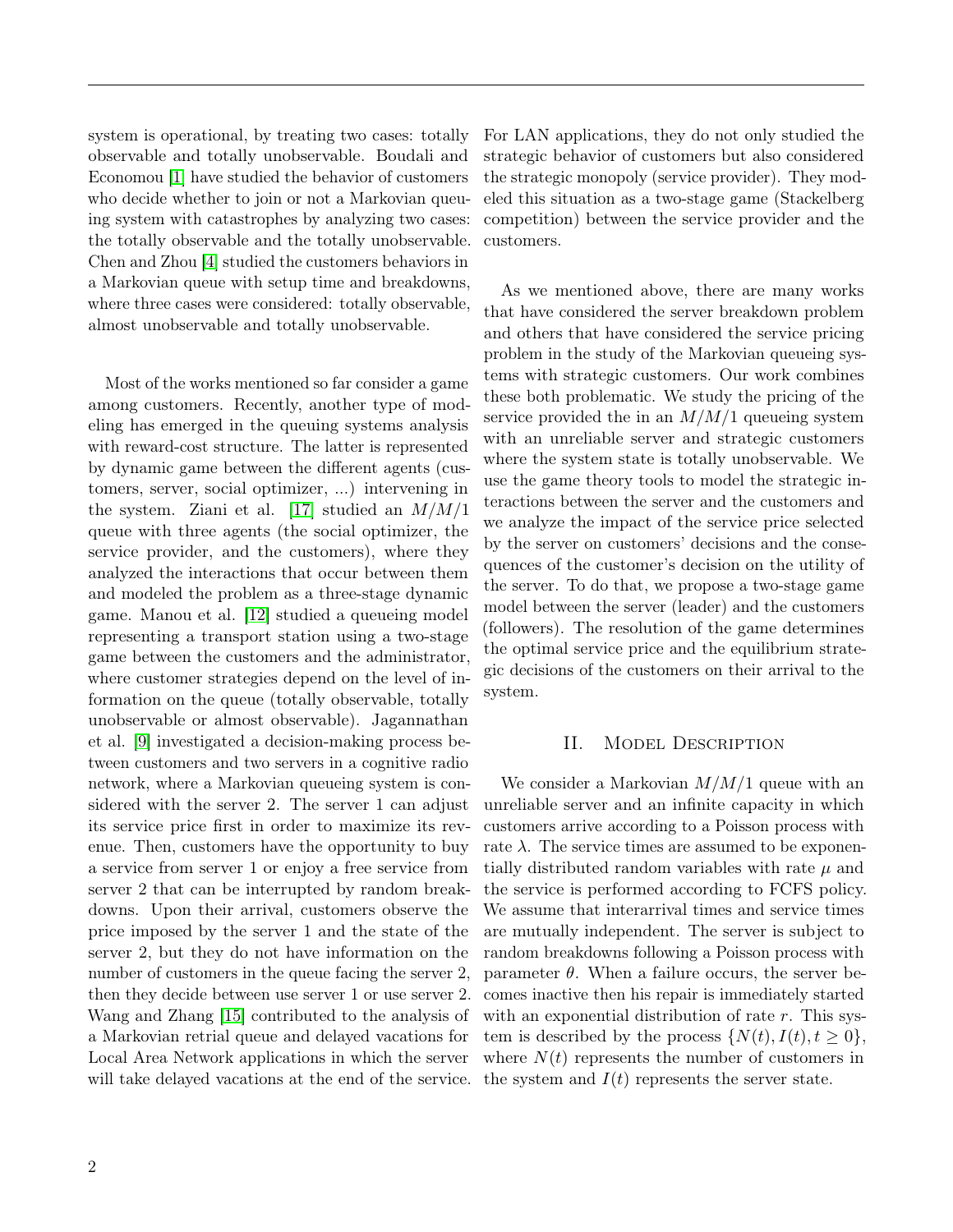system is operational, by treating two cases: totally observable and totally unobservable. Boudali and Economou [1] have studied the behavior of customers who decide whether to join or not a Markovian queuing system with catastrophes by analyzing two cases: the totally observable and the totally unobservable. Chen and Zhou [4] studied the customers behaviors in a Markovian queue with setup time and breakdowns, where three cases were considered: totally observable, almost unobservable and totally unobservable.

Most of the works mentioned so far consider a game among customers. Recently, another type of modeling has emerged in the queuing systems analysis with reward-cost structure. The latter is represented by dynamic game between the different agents (customers, server, social optimizer, ...) intervening in the system. Ziani et al. [17] studied an $M/M/1$ queue with three agents (the social optimizer, the service provider, and the customers), where they analyzed the interactions that occur between them and modeled the problem as a three-stage dynamic game. Manou et al. [12] studied a queueing model representing a transport station using a two-stage game between the customers and the administrator, where customer strategies depend on the level of information on the queue (totally observable, totally unobservable or almost observable). Jagannathan et al. [9] investigated a decision-making process between customers and two servers in a cognitive radio network, where a Markovian queueing system is considered with the server 2. The server 1 can adjust its service price first in order to maximize its revenue. Then, customers have the opportunity to buy a service from server 1 or enjoy a free service from server 2 that can be interrupted by random breakdowns. Upon their arrival, customers observe the price imposed by the server 1 and the state of the server 2, but they do not have information on the number of customers in the queue facing the server 2, then they decide between use server 1 or use server 2. Wang and Zhang [15] contributed to the analysis of a Markovian retrial queue and delayed vacations for Local Area Network applications in which the server will take delayed vacations at the end of the service. For LAN applications, they do not only studied the strategic behavior of customers but also considered the strategic monopoly (service provider). They modeled this situation as a two-stage game (Stackelberg competition) between the service provider and the customers.

As we mentioned above, there are many works that have considered the server breakdown problem and others that have considered the service pricing problem in the study of the Markovian queueing systems with strategic customers. Our work combines these both problematic. We study the pricing of the service provided the in an $M/M/1$ queueing system with an unreliable server and strategic customers where the system state is totally unobservable. We use the game theory tools to model the strategic interactions between the server and the customers and we analyze the impact of the service price selected by the server on customers' decisions and the consequences of the customer's decision on the utility of the server. To do that, we propose a two-stage game model between the server (leader) and the customers (followers). The resolution of the game determines the optimal service price and the equilibrium strategic decisions of the customers on their arrival to the system.

## II. Model Description

We consider a Markovian $M/M/1$ queue with an unreliable server and an infinite capacity in which customers arrive according to a Poisson process with rate $\lambda$. The service times are assumed to be exponentially distributed random variables with rate $\mu$ and the service is performed according to FCFS policy. We assume that interarrival times and service times are mutually independent. The server is subject to random breakdowns following a Poisson process with parameter $\theta$. When a failure occurs, the server becomes inactive then his repair is immediately started with an exponential distribution of rate $r$. This system is described by the process $\{N(t), I(t), t \geq 0\}$, where $N(t)$ represents the number of customers in the system and $I(t)$ represents the server state.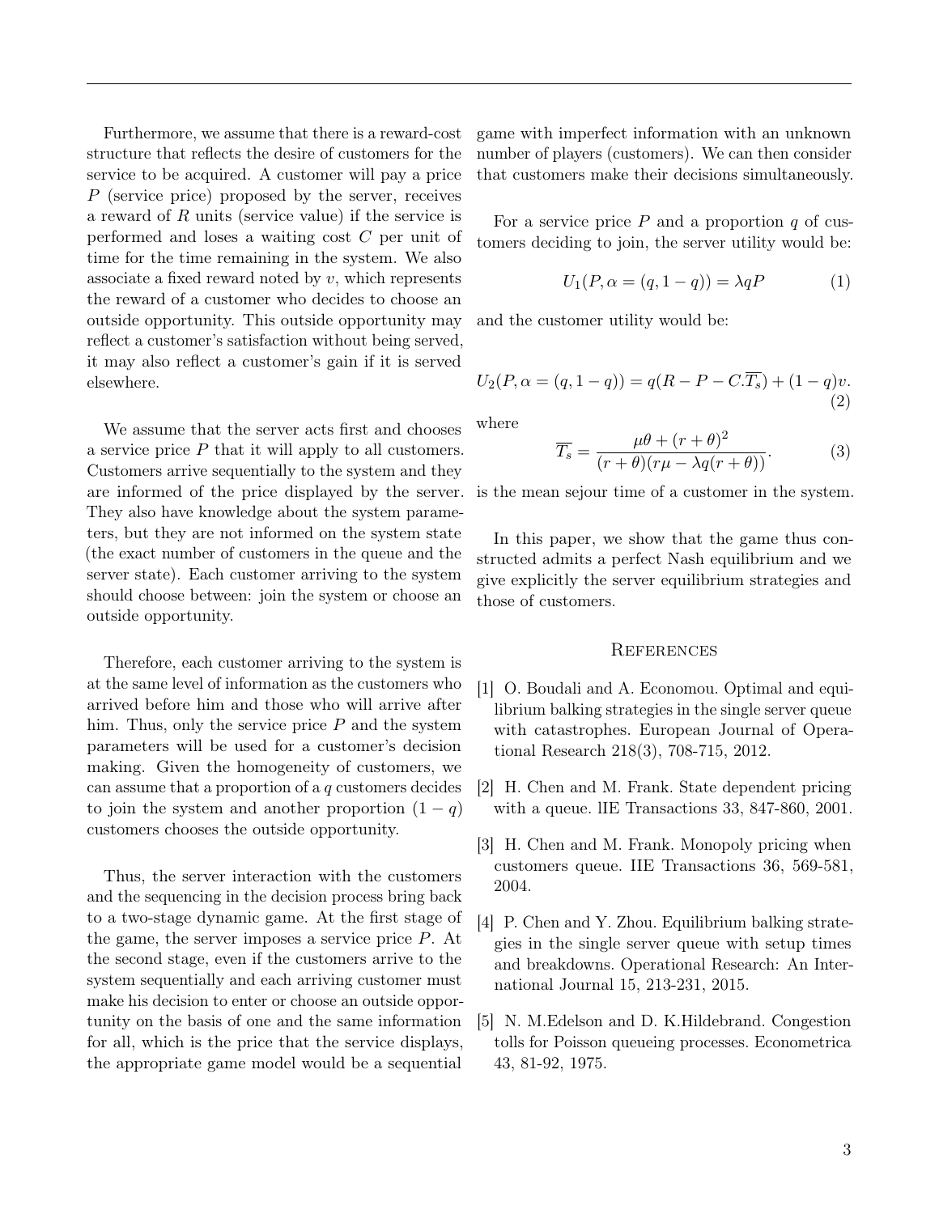Furthermore, we assume that there is a reward-cost structure that reflects the desire of customers for the service to be acquired. A customer will pay a price $P$ (service price) proposed by the server, receives a reward of $R$ units (service value) if the service is performed and loses a waiting cost $C$ per unit of time for the time remaining in the system. We also associate a fixed reward noted by $v$, which represents the reward of a customer who decides to choose an outside opportunity. This outside opportunity may reflect a customer's satisfaction without being served, it may also reflect a customer's gain if it is served elsewhere.

We assume that the server acts first and chooses a service price $P$ that it will apply to all customers. Customers arrive sequentially to the system and they are informed of the price displayed by the server. They also have knowledge about the system parameters, but they are not informed on the system state (the exact number of customers in the queue and the server state). Each customer arriving to the system should choose between: join the system or choose an outside opportunity.

Therefore, each customer arriving to the system is at the same level of information as the customers who arrived before him and those who will arrive after him. Thus, only the service price $P$ and the system parameters will be used for a customer's decision making. Given the homogeneity of customers, we can assume that a proportion of a $q$ customers decides to join the system and another proportion $(1-q)$ customers chooses the outside opportunity.

Thus, the server interaction with the customers and the sequencing in the decision process bring back to a two-stage dynamic game. At the first stage of the game, the server imposes a service price $P$. At the second stage, even if the customers arrive to the system sequentially and each arriving customer must make his decision to enter or choose an outside opportunity on the basis of one and the same information for all, which is the price that the service displays, the appropriate game model would be a sequential game with imperfect information with an unknown number of players (customers). We can then consider that customers make their decisions simultaneously.

For a service price $P$ and a proportion $q$ of customers deciding to join, the server utility would be:

$$U_1(P, \alpha = (q, 1-q)) = \lambda q P \tag{1}$$

and the customer utility would be:

$$U_2(P, \alpha = (q, 1-q)) = q(R - P - C.\overline{T_s}) + (1-q)v. \tag{2}$$

where

$$\overline{T_s} = \frac{\mu\theta + (r+\theta)^2}{(r+\theta)(r\mu - \lambda q(r+\theta))}. \tag{3}$$

is the mean sejour time of a customer in the system.

In this paper, we show that the game thus constructed admits a perfect Nash equilibrium and we give explicitly the server equilibrium strategies and those of customers.

## References

[1] O. Boudali and A. Economou. Optimal and equilibrium balking strategies in the single server queue with catastrophes. European Journal of Operational Research 218(3), 708-715, 2012.

[2] H. Chen and M. Frank. State dependent pricing with a queue. lIE Transactions 33, 847-860, 2001.

[3] H. Chen and M. Frank. Monopoly pricing when customers queue. IIE Transactions 36, 569-581, 2004.

[4] P. Chen and Y. Zhou. Equilibrium balking strategies in the single server queue with setup times and breakdowns. Operational Research: An International Journal 15, 213-231, 2015.

[5] N. M.Edelson and D. K.Hildebrand. Congestion tolls for Poisson queueing processes. Econometrica 43, 81-92, 1975.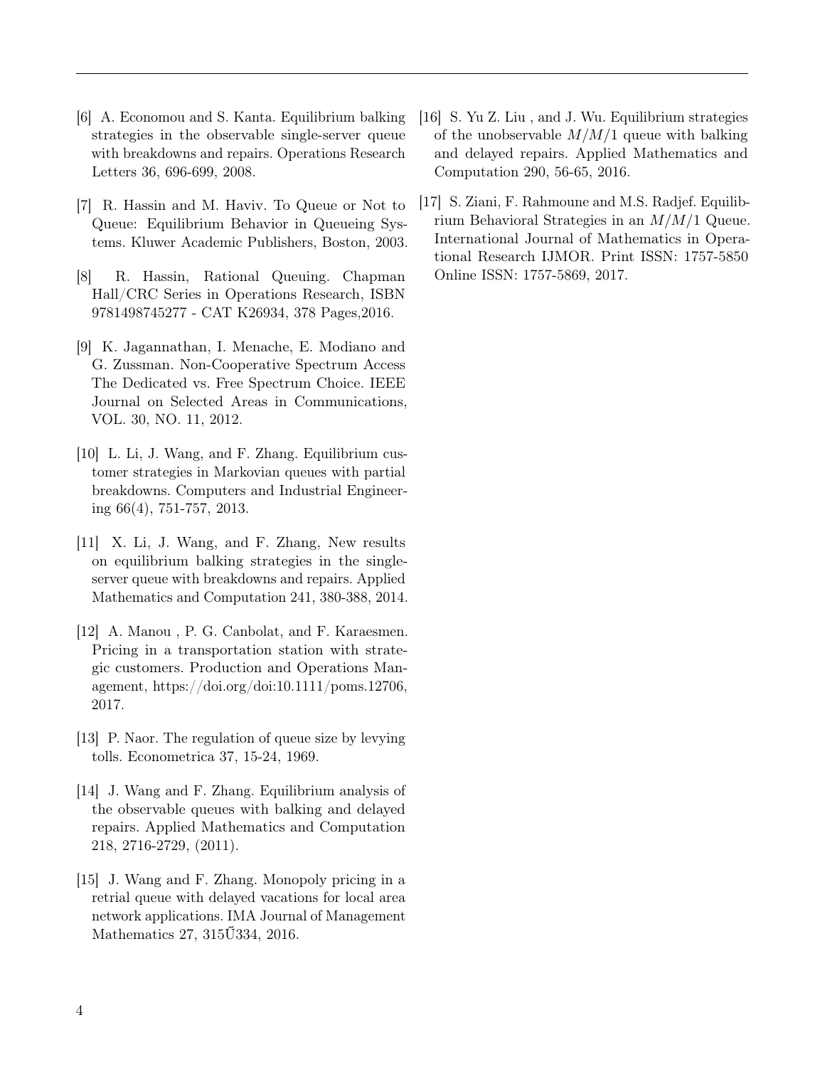[6] A. Economou and S. Kanta. Equilibrium balking strategies in the observable single-server queue with breakdowns and repairs. Operations Research Letters 36, 696-699, 2008.

[7] R. Hassin and M. Haviv. To Queue or Not to Queue: Equilibrium Behavior in Queueing Systems. Kluwer Academic Publishers, Boston, 2003.

[8] R. Hassin, Rational Queuing. Chapman Hall/CRC Series in Operations Research, ISBN 9781498745277 - CAT K26934, 378 Pages,2016.

[9] K. Jagannathan, I. Menache, E. Modiano and G. Zussman. Non-Cooperative Spectrum Access The Dedicated vs. Free Spectrum Choice. IEEE Journal on Selected Areas in Communications, VOL. 30, NO. 11, 2012.

[10] L. Li, J. Wang, and F. Zhang. Equilibrium customer strategies in Markovian queues with partial breakdowns. Computers and Industrial Engineering 66(4), 751-757, 2013.

[11] X. Li, J. Wang, and F. Zhang, New results on equilibrium balking strategies in the single-server queue with breakdowns and repairs. Applied Mathematics and Computation 241, 380-388, 2014.

[12] A. Manou , P. G. Canbolat, and F. Karaesmen. Pricing in a transportation station with strategic customers. Production and Operations Management, https://doi.org/doi:10.1111/poms.12706, 2017.

[13] P. Naor. The regulation of queue size by levying tolls. Econometrica 37, 15-24, 1969.

[14] J. Wang and F. Zhang. Equilibrium analysis of the observable queues with balking and delayed repairs. Applied Mathematics and Computation 218, 2716-2729, (2011).

[15] J. Wang and F. Zhang. Monopoly pricing in a retrial queue with delayed vacations for local area network applications. IMA Journal of Management Mathematics 27, 315Ű334, 2016.

[16] S. Yu Z. Liu , and J. Wu. Equilibrium strategies of the unobservable $M/M/1$ queue with balking and delayed repairs. Applied Mathematics and Computation 290, 56-65, 2016.

[17] S. Ziani, F. Rahmoune and M.S. Radjef. Equilibrium Behavioral Strategies in an $M/M/1$ Queue. International Journal of Mathematics in Operational Research IJMOR. Print ISSN: 1757-5850 Online ISSN: 1757-5869, 2017.